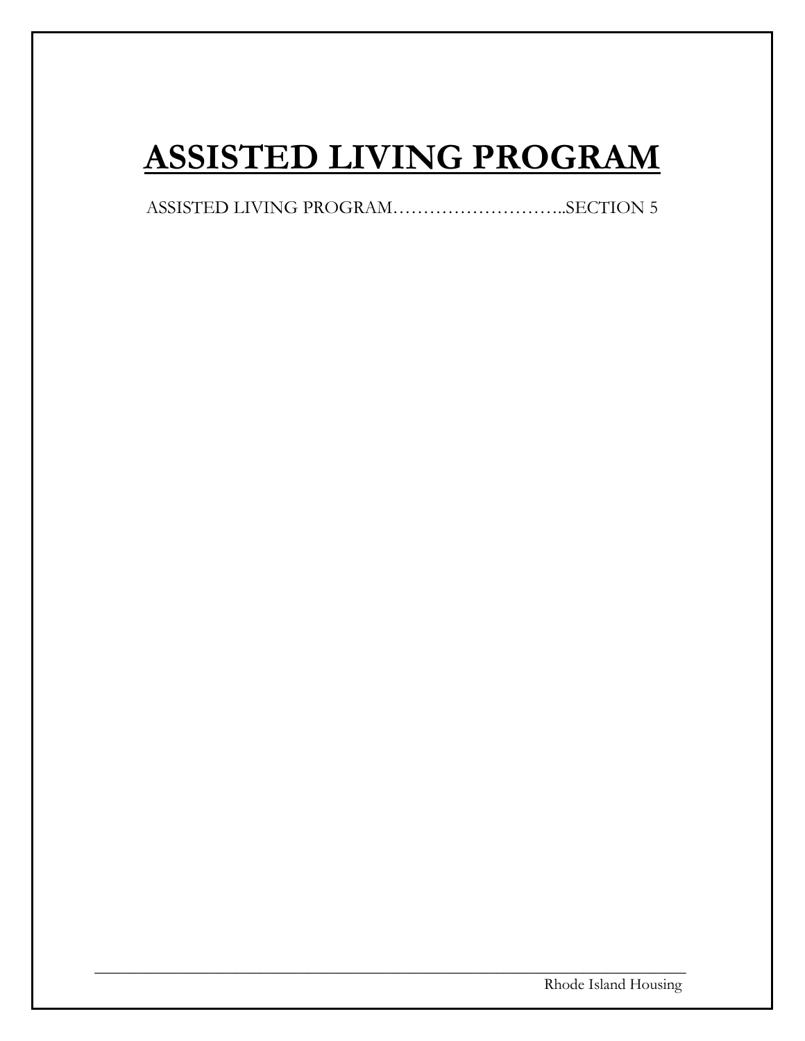# ASSISTED LIVING PROGRAM

ASSISTED LIVING PROGRAM………………………..SECTION 5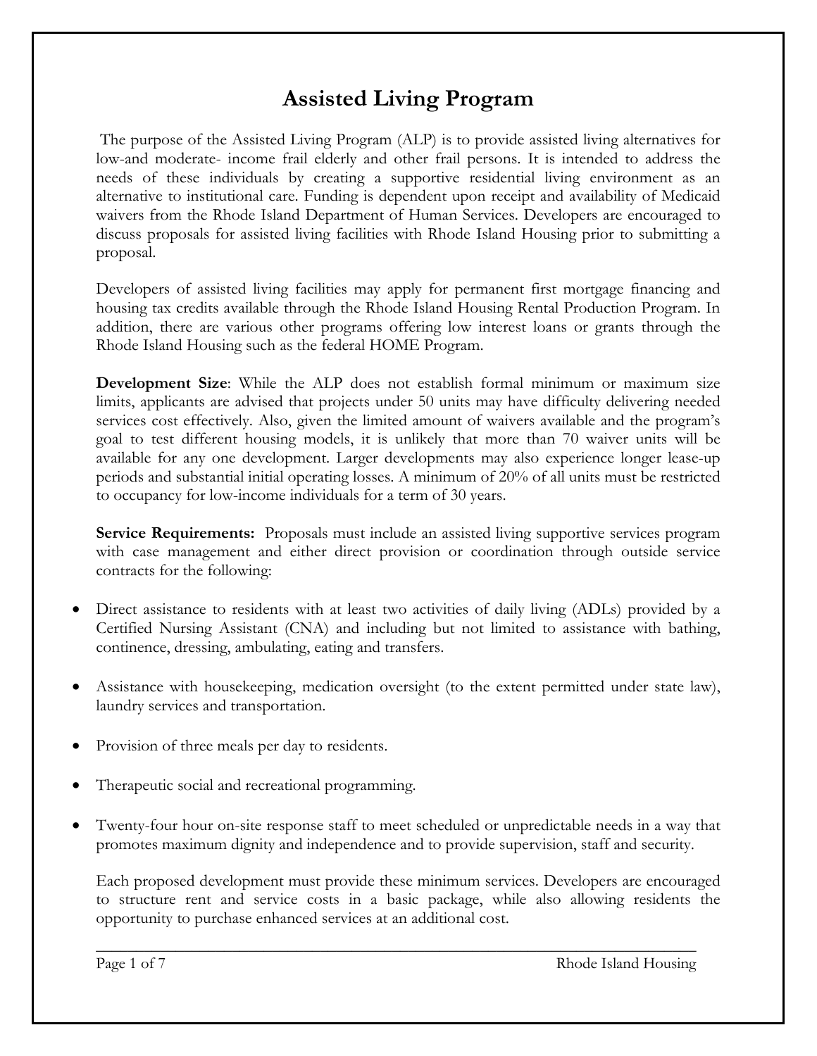# Assisted Living Program

The purpose of the Assisted Living Program (ALP) is to provide assisted living alternatives for low-and moderate- income frail elderly and other frail persons. It is intended to address the needs of these individuals by creating a supportive residential living environment as an alternative to institutional care. Funding is dependent upon receipt and availability of Medicaid waivers from the Rhode Island Department of Human Services. Developers are encouraged to discuss proposals for assisted living facilities with Rhode Island Housing prior to submitting a proposal.

Developers of assisted living facilities may apply for permanent first mortgage financing and housing tax credits available through the Rhode Island Housing Rental Production Program. In addition, there are various other programs offering low interest loans or grants through the Rhode Island Housing such as the federal HOME Program.

**Development Size**: While the ALP does not establish formal minimum or maximum size limits, applicants are advised that projects under 50 units may have difficulty delivering needed services cost effectively. Also, given the limited amount of waivers available and the program's goal to test different housing models, it is unlikely that more than 70 waiver units will be available for any one development. Larger developments may also experience longer lease-up periods and substantial initial operating losses. A minimum of 20% of all units must be restricted to occupancy for low-income individuals for a term of 30 years.

**Service Requirements:** Proposals must include an assisted living supportive services program with case management and either direct provision or coordination through outside service contracts for the following:

- Direct assistance to residents with at least two activities of daily living (ADLs) provided by a Certified Nursing Assistant (CNA) and including but not limited to assistance with bathing, continence, dressing, ambulating, eating and transfers.
- Assistance with housekeeping, medication oversight (to the extent permitted under state law), laundry services and transportation.
- Provision of three meals per day to residents.
- Therapeutic social and recreational programming.
- Twenty-four hour on-site response staff to meet scheduled or unpredictable needs in a way that promotes maximum dignity and independence and to provide supervision, staff and security.

Each proposed development must provide these minimum services. Developers are encouraged to structure rent and service costs in a basic package, while also allowing residents the opportunity to purchase enhanced services at an additional cost.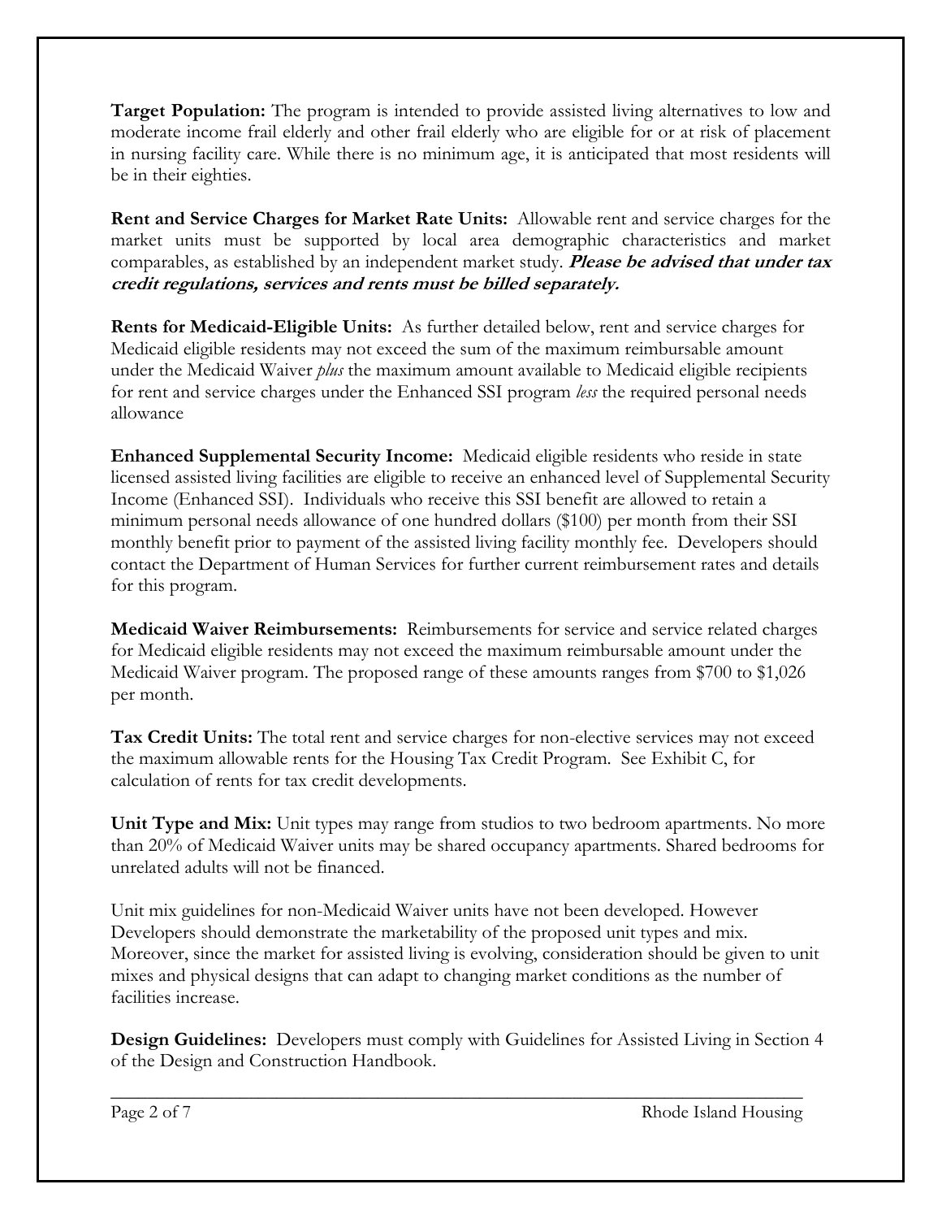**Target Population:** The program is intended to provide assisted living alternatives to low and moderate income frail elderly and other frail elderly who are eligible for or at risk of placement in nursing facility care. While there is no minimum age, it is anticipated that most residents will be in their eighties.

**Rent and Service Charges for Market Rate Units:** Allowable rent and service charges for the market units must be supported by local area demographic characteristics and market comparables, as established by an independent market study. ***Please be advised that under tax credit regulations, services and rents must be billed separately.***

**Rents for Medicaid-Eligible Units:** As further detailed below, rent and service charges for Medicaid eligible residents may not exceed the sum of the maximum reimbursable amount under the Medicaid Waiver *plus* the maximum amount available to Medicaid eligible recipients for rent and service charges under the Enhanced SSI program *less* the required personal needs allowance

**Enhanced Supplemental Security Income:** Medicaid eligible residents who reside in state licensed assisted living facilities are eligible to receive an enhanced level of Supplemental Security Income (Enhanced SSI). Individuals who receive this SSI benefit are allowed to retain a minimum personal needs allowance of one hundred dollars ($100) per month from their SSI monthly benefit prior to payment of the assisted living facility monthly fee. Developers should contact the Department of Human Services for further current reimbursement rates and details for this program.

**Medicaid Waiver Reimbursements:** Reimbursements for service and service related charges for Medicaid eligible residents may not exceed the maximum reimbursable amount under the Medicaid Waiver program. The proposed range of these amounts ranges from $700 to $1,026 per month.

**Tax Credit Units:** The total rent and service charges for non-elective services may not exceed the maximum allowable rents for the Housing Tax Credit Program. See Exhibit C, for calculation of rents for tax credit developments.

**Unit Type and Mix:** Unit types may range from studios to two bedroom apartments. No more than 20% of Medicaid Waiver units may be shared occupancy apartments. Shared bedrooms for unrelated adults will not be financed.

Unit mix guidelines for non-Medicaid Waiver units have not been developed. However Developers should demonstrate the marketability of the proposed unit types and mix. Moreover, since the market for assisted living is evolving, consideration should be given to unit mixes and physical designs that can adapt to changing market conditions as the number of facilities increase.

**Design Guidelines:** Developers must comply with Guidelines for Assisted Living in Section 4 of the Design and Construction Handbook.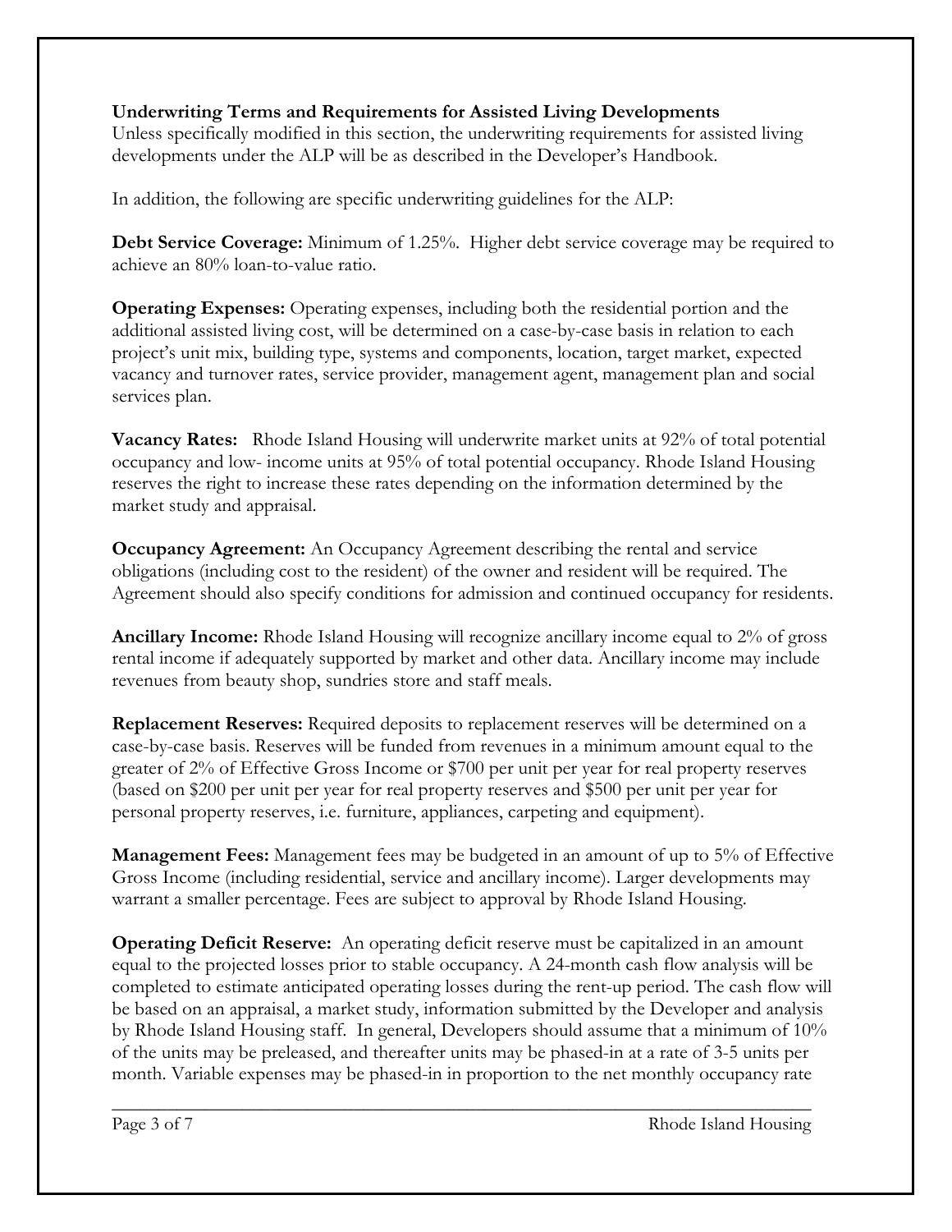**Underwriting Terms and Requirements for Assisted Living Developments**

Unless specifically modified in this section, the underwriting requirements for assisted living developments under the ALP will be as described in the Developer's Handbook.

In addition, the following are specific underwriting guidelines for the ALP:

**Debt Service Coverage:** Minimum of 1.25%. Higher debt service coverage may be required to achieve an 80% loan-to-value ratio.

**Operating Expenses:** Operating expenses, including both the residential portion and the additional assisted living cost, will be determined on a case-by-case basis in relation to each project's unit mix, building type, systems and components, location, target market, expected vacancy and turnover rates, service provider, management agent, management plan and social services plan.

**Vacancy Rates:** Rhode Island Housing will underwrite market units at 92% of total potential occupancy and low- income units at 95% of total potential occupancy. Rhode Island Housing reserves the right to increase these rates depending on the information determined by the market study and appraisal.

**Occupancy Agreement:** An Occupancy Agreement describing the rental and service obligations (including cost to the resident) of the owner and resident will be required. The Agreement should also specify conditions for admission and continued occupancy for residents.

**Ancillary Income:** Rhode Island Housing will recognize ancillary income equal to 2% of gross rental income if adequately supported by market and other data. Ancillary income may include revenues from beauty shop, sundries store and staff meals.

**Replacement Reserves:** Required deposits to replacement reserves will be determined on a case-by-case basis. Reserves will be funded from revenues in a minimum amount equal to the greater of 2% of Effective Gross Income or $700 per unit per year for real property reserves (based on $200 per unit per year for real property reserves and $500 per unit per year for personal property reserves, i.e. furniture, appliances, carpeting and equipment).

**Management Fees:** Management fees may be budgeted in an amount of up to 5% of Effective Gross Income (including residential, service and ancillary income). Larger developments may warrant a smaller percentage. Fees are subject to approval by Rhode Island Housing.

**Operating Deficit Reserve:** An operating deficit reserve must be capitalized in an amount equal to the projected losses prior to stable occupancy. A 24-month cash flow analysis will be completed to estimate anticipated operating losses during the rent-up period. The cash flow will be based on an appraisal, a market study, information submitted by the Developer and analysis by Rhode Island Housing staff. In general, Developers should assume that a minimum of 10% of the units may be preleased, and thereafter units may be phased-in at a rate of 3-5 units per month. Variable expenses may be phased-in in proportion to the net monthly occupancy rate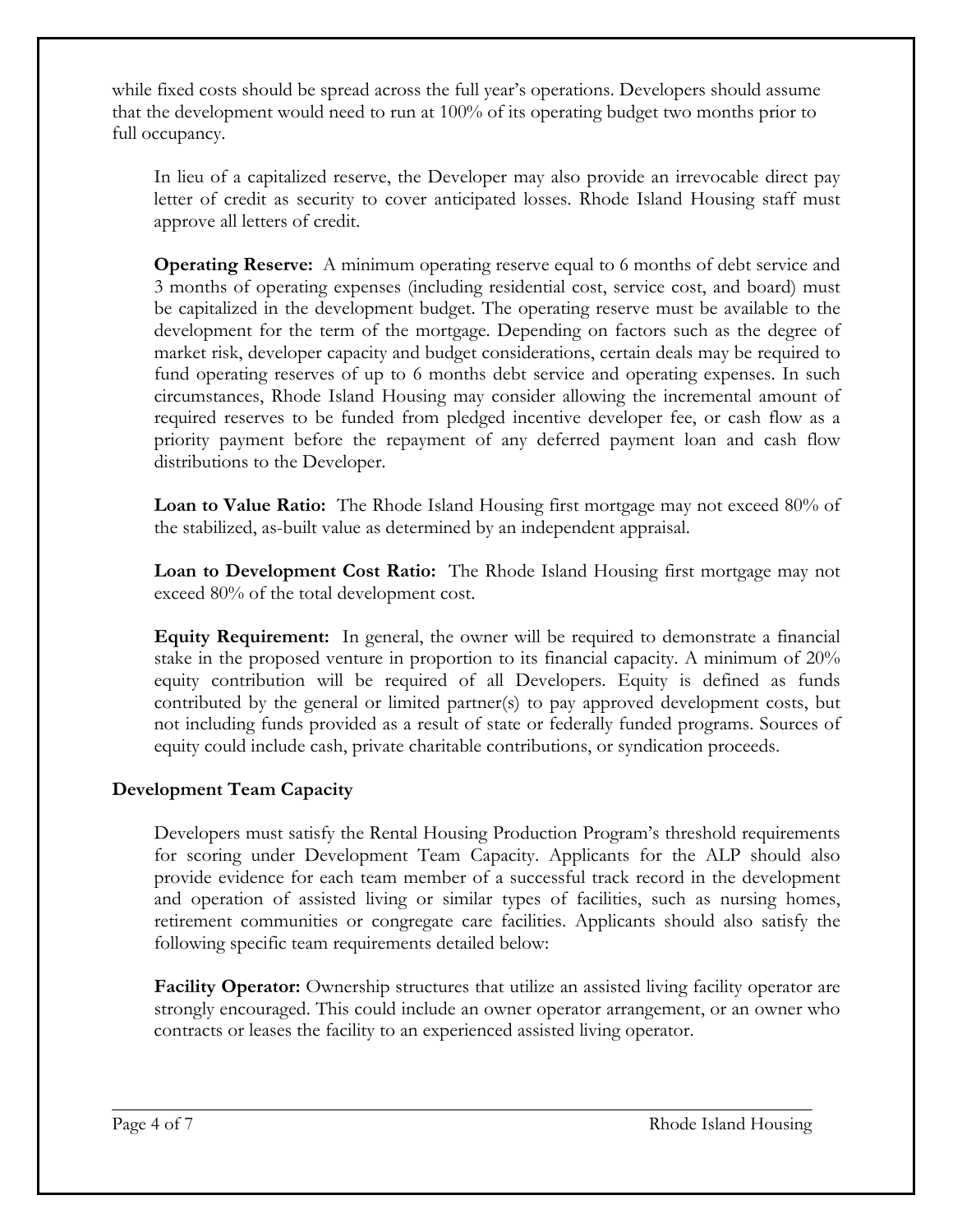while fixed costs should be spread across the full year's operations. Developers should assume that the development would need to run at 100% of its operating budget two months prior to full occupancy.

In lieu of a capitalized reserve, the Developer may also provide an irrevocable direct pay letter of credit as security to cover anticipated losses. Rhode Island Housing staff must approve all letters of credit.

**Operating Reserve:** A minimum operating reserve equal to 6 months of debt service and 3 months of operating expenses (including residential cost, service cost, and board) must be capitalized in the development budget. The operating reserve must be available to the development for the term of the mortgage. Depending on factors such as the degree of market risk, developer capacity and budget considerations, certain deals may be required to fund operating reserves of up to 6 months debt service and operating expenses. In such circumstances, Rhode Island Housing may consider allowing the incremental amount of required reserves to be funded from pledged incentive developer fee, or cash flow as a priority payment before the repayment of any deferred payment loan and cash flow distributions to the Developer.

**Loan to Value Ratio:** The Rhode Island Housing first mortgage may not exceed 80% of the stabilized, as-built value as determined by an independent appraisal.

**Loan to Development Cost Ratio:** The Rhode Island Housing first mortgage may not exceed 80% of the total development cost.

**Equity Requirement:** In general, the owner will be required to demonstrate a financial stake in the proposed venture in proportion to its financial capacity. A minimum of 20% equity contribution will be required of all Developers. Equity is defined as funds contributed by the general or limited partner(s) to pay approved development costs, but not including funds provided as a result of state or federally funded programs. Sources of equity could include cash, private charitable contributions, or syndication proceeds.

## Development Team Capacity

Developers must satisfy the Rental Housing Production Program's threshold requirements for scoring under Development Team Capacity. Applicants for the ALP should also provide evidence for each team member of a successful track record in the development and operation of assisted living or similar types of facilities, such as nursing homes, retirement communities or congregate care facilities. Applicants should also satisfy the following specific team requirements detailed below:

**Facility Operator:** Ownership structures that utilize an assisted living facility operator are strongly encouraged. This could include an owner operator arrangement, or an owner who contracts or leases the facility to an experienced assisted living operator.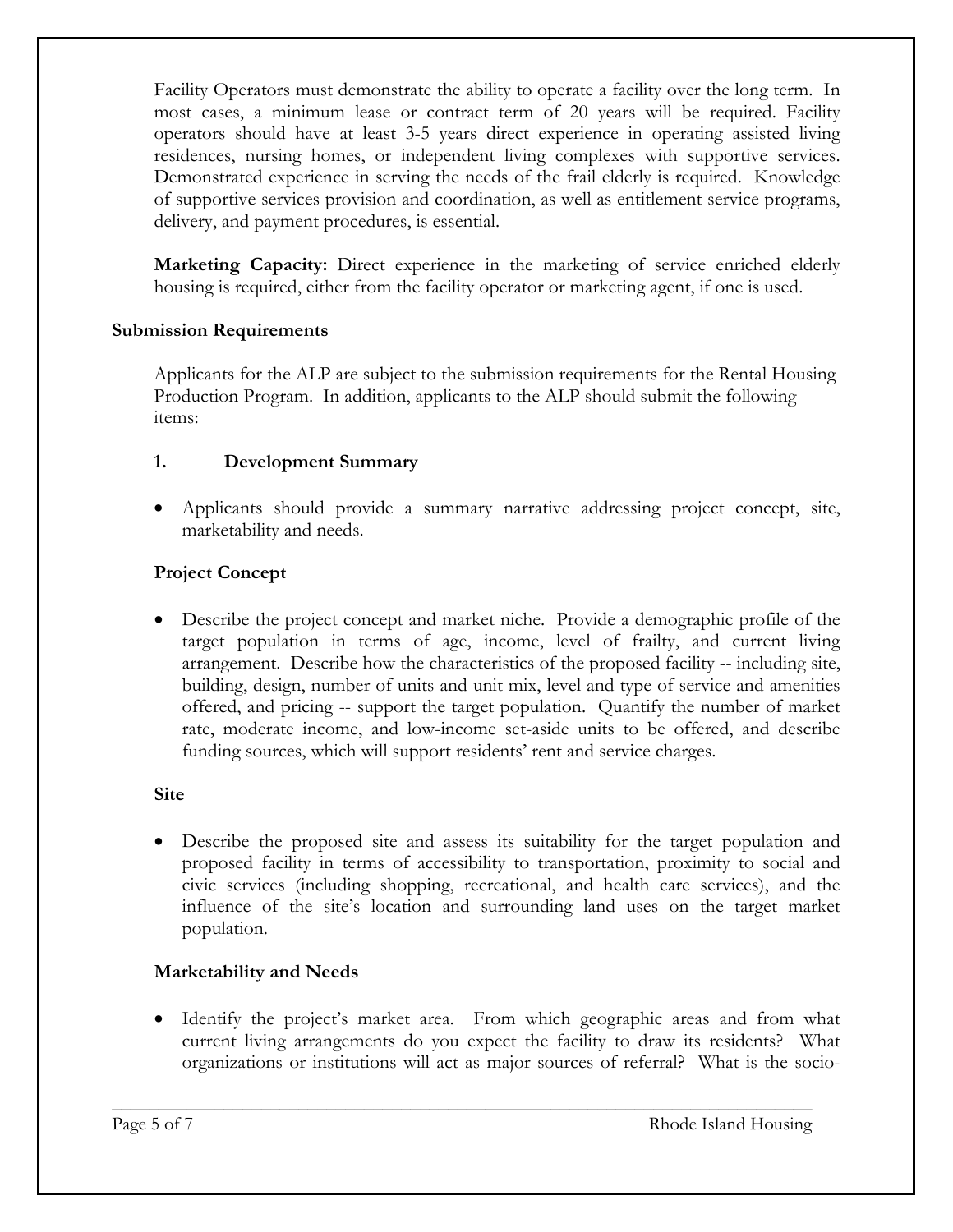Facility Operators must demonstrate the ability to operate a facility over the long term. In most cases, a minimum lease or contract term of 20 years will be required. Facility operators should have at least 3-5 years direct experience in operating assisted living residences, nursing homes, or independent living complexes with supportive services. Demonstrated experience in serving the needs of the frail elderly is required. Knowledge of supportive services provision and coordination, as well as entitlement service programs, delivery, and payment procedures, is essential.

**Marketing Capacity:** Direct experience in the marketing of service enriched elderly housing is required, either from the facility operator or marketing agent, if one is used.

### Submission Requirements

Applicants for the ALP are subject to the submission requirements for the Rental Housing Production Program. In addition, applicants to the ALP should submit the following items:

#### 1. Development Summary

- Applicants should provide a summary narrative addressing project concept, site, marketability and needs.

#### Project Concept

- Describe the project concept and market niche. Provide a demographic profile of the target population in terms of age, income, level of frailty, and current living arrangement. Describe how the characteristics of the proposed facility -- including site, building, design, number of units and unit mix, level and type of service and amenities offered, and pricing -- support the target population. Quantify the number of market rate, moderate income, and low-income set-aside units to be offered, and describe funding sources, which will support residents' rent and service charges.

#### Site

- Describe the proposed site and assess its suitability for the target population and proposed facility in terms of accessibility to transportation, proximity to social and civic services (including shopping, recreational, and health care services), and the influence of the site's location and surrounding land uses on the target market population.

#### Marketability and Needs

- Identify the project's market area. From which geographic areas and from what current living arrangements do you expect the facility to draw its residents? What organizations or institutions will act as major sources of referral? What is the socio-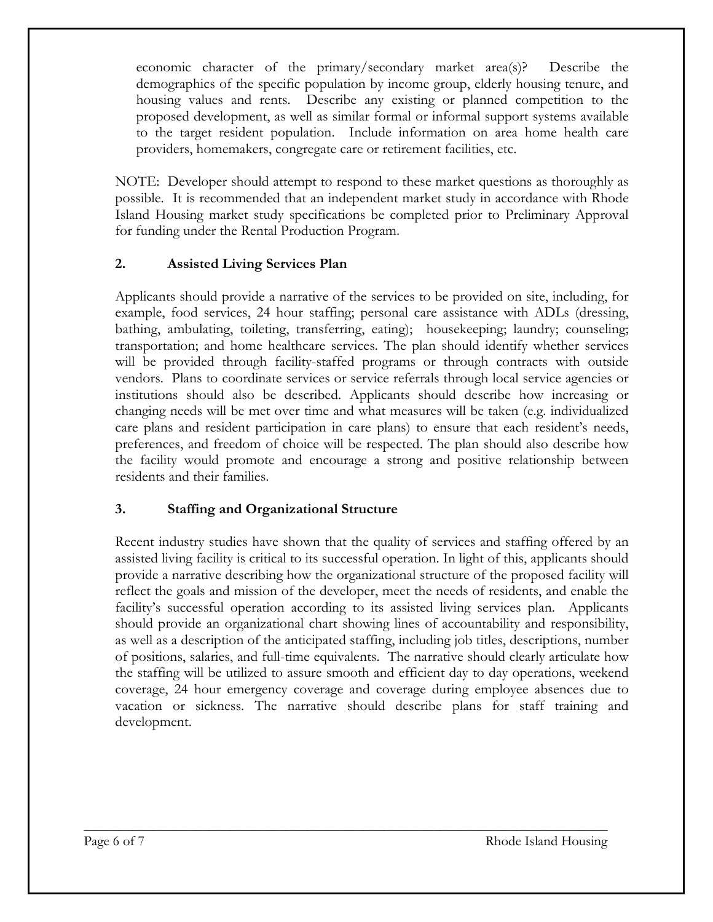economic character of the primary/secondary market area(s)? Describe the demographics of the specific population by income group, elderly housing tenure, and housing values and rents. Describe any existing or planned competition to the proposed development, as well as similar formal or informal support systems available to the target resident population. Include information on area home health care providers, homemakers, congregate care or retirement facilities, etc.

NOTE: Developer should attempt to respond to these market questions as thoroughly as possible. It is recommended that an independent market study in accordance with Rhode Island Housing market study specifications be completed prior to Preliminary Approval for funding under the Rental Production Program.

**2. Assisted Living Services Plan**

Applicants should provide a narrative of the services to be provided on site, including, for example, food services, 24 hour staffing; personal care assistance with ADLs (dressing, bathing, ambulating, toileting, transferring, eating); housekeeping; laundry; counseling; transportation; and home healthcare services. The plan should identify whether services will be provided through facility-staffed programs or through contracts with outside vendors. Plans to coordinate services or service referrals through local service agencies or institutions should also be described. Applicants should describe how increasing or changing needs will be met over time and what measures will be taken (e.g. individualized care plans and resident participation in care plans) to ensure that each resident's needs, preferences, and freedom of choice will be respected. The plan should also describe how the facility would promote and encourage a strong and positive relationship between residents and their families.

**3. Staffing and Organizational Structure**

Recent industry studies have shown that the quality of services and staffing offered by an assisted living facility is critical to its successful operation. In light of this, applicants should provide a narrative describing how the organizational structure of the proposed facility will reflect the goals and mission of the developer, meet the needs of residents, and enable the facility's successful operation according to its assisted living services plan. Applicants should provide an organizational chart showing lines of accountability and responsibility, as well as a description of the anticipated staffing, including job titles, descriptions, number of positions, salaries, and full-time equivalents. The narrative should clearly articulate how the staffing will be utilized to assure smooth and efficient day to day operations, weekend coverage, 24 hour emergency coverage and coverage during employee absences due to vacation or sickness. The narrative should describe plans for staff training and development.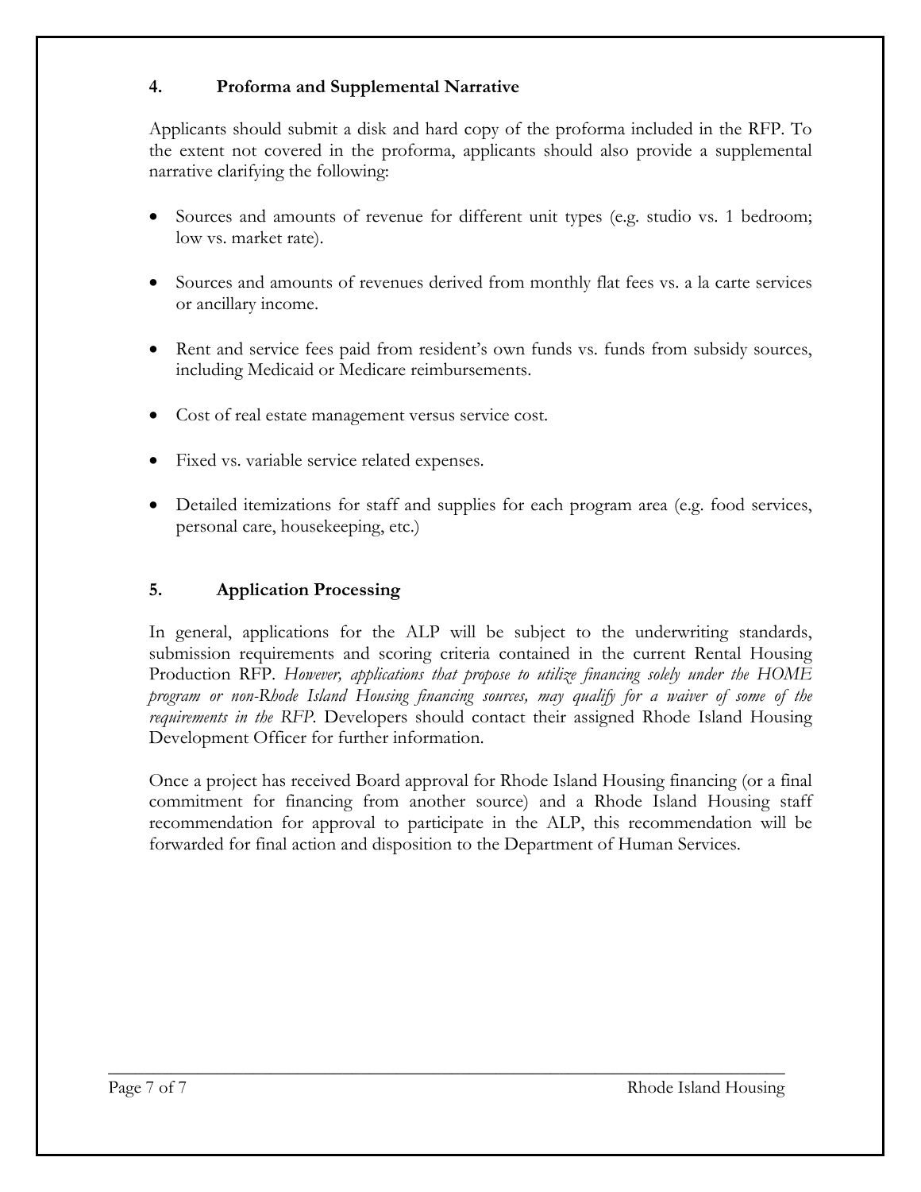### 4. Proforma and Supplemental Narrative

Applicants should submit a disk and hard copy of the proforma included in the RFP. To the extent not covered in the proforma, applicants should also provide a supplemental narrative clarifying the following:

- Sources and amounts of revenue for different unit types (e.g. studio vs. 1 bedroom; low vs. market rate).
- Sources and amounts of revenues derived from monthly flat fees vs. a la carte services or ancillary income.
- Rent and service fees paid from resident's own funds vs. funds from subsidy sources, including Medicaid or Medicare reimbursements.
- Cost of real estate management versus service cost.
- Fixed vs. variable service related expenses.
- Detailed itemizations for staff and supplies for each program area (e.g. food services, personal care, housekeeping, etc.)

### 5. Application Processing

In general, applications for the ALP will be subject to the underwriting standards, submission requirements and scoring criteria contained in the current Rental Housing Production RFP. *However, applications that propose to utilize financing solely under the HOME program or non-Rhode Island Housing financing sources, may qualify for a waiver of some of the requirements in the RFP.* Developers should contact their assigned Rhode Island Housing Development Officer for further information.

Once a project has received Board approval for Rhode Island Housing financing (or a final commitment for financing from another source) and a Rhode Island Housing staff recommendation for approval to participate in the ALP, this recommendation will be forwarded for final action and disposition to the Department of Human Services.